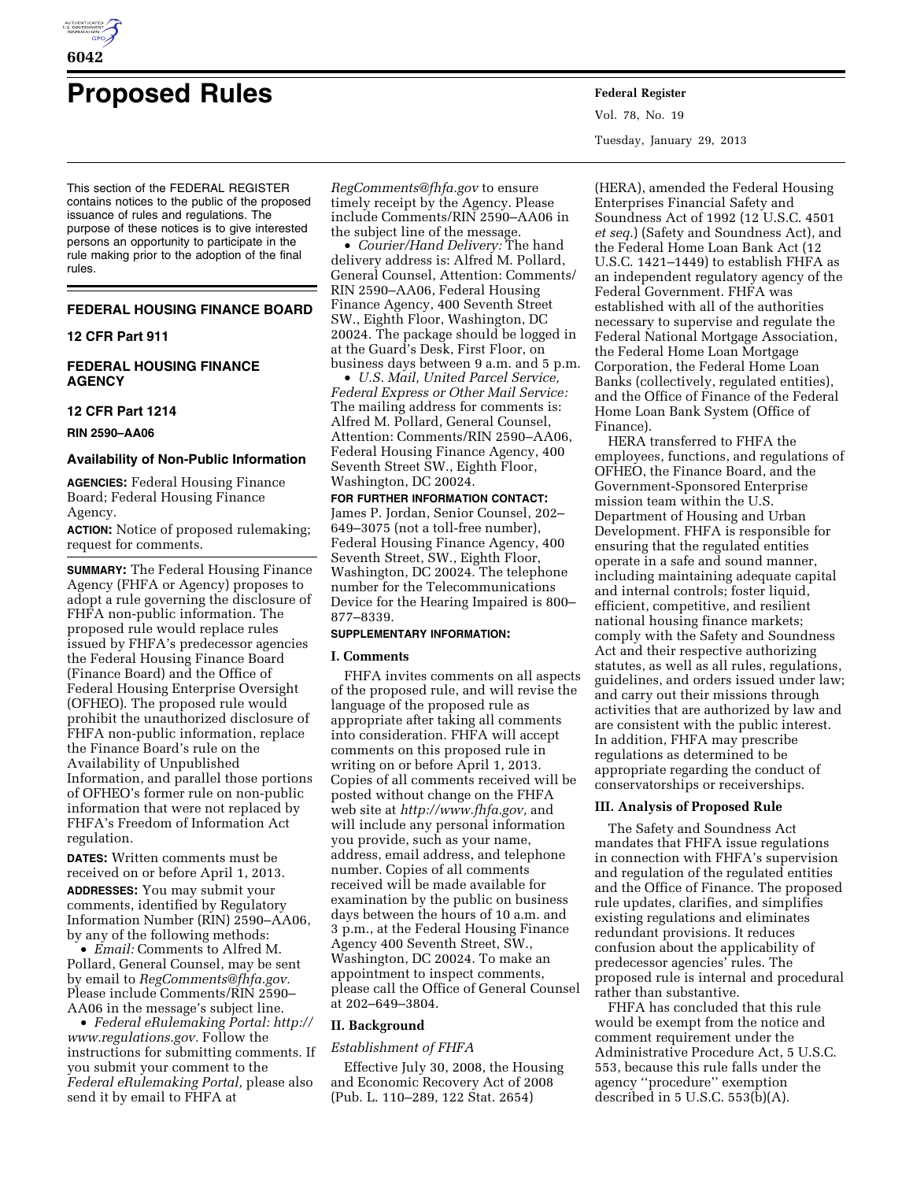# Proposed Rules

This section of the FEDERAL REGISTER contains notices to the public of the proposed issuance of rules and regulations. The purpose of these notices is to give interested persons an opportunity to participate in the rule making prior to the adoption of the final rules.

## FEDERAL HOUSING FINANCE BOARD

### 12 CFR Part 911

## FEDERAL HOUSING FINANCE AGENCY

### 12 CFR Part 1214

**RIN 2590–AA06**

### Availability of Non-Public Information

**AGENCIES:** Federal Housing Finance Board; Federal Housing Finance Agency.

**ACTION:** Notice of proposed rulemaking; request for comments.

**SUMMARY:** The Federal Housing Finance Agency (FHFA or Agency) proposes to adopt a rule governing the disclosure of FHFA non-public information. The proposed rule would replace rules issued by FHFA's predecessor agencies the Federal Housing Finance Board (Finance Board) and the Office of Federal Housing Enterprise Oversight (OFHEO). The proposed rule would prohibit the unauthorized disclosure of FHFA non-public information, replace the Finance Board's rule on the Availability of Unpublished Information, and parallel those portions of OFHEO's former rule on non-public information that were not replaced by FHFA's Freedom of Information Act regulation.

**DATES:** Written comments must be received on or before April 1, 2013.

**ADDRESSES:** You may submit your comments, identified by Regulatory Information Number (RIN) 2590–AA06, by any of the following methods:

- *Email:* Comments to Alfred M. Pollard, General Counsel, may be sent by email to *RegComments@fhfa.gov.* Please include Comments/RIN 2590–AA06 in the message's subject line.
- *Federal eRulemaking Portal: http://www.regulations.gov.* Follow the instructions for submitting comments. If you submit your comment to the *Federal eRulemaking Portal,* please also send it by email to FHFA at *RegComments@fhfa.gov* to ensure timely receipt by the Agency. Please include Comments/RIN 2590–AA06 in the subject line of the message.
- *Courier/Hand Delivery:* The hand delivery address is: Alfred M. Pollard, General Counsel, Attention: Comments/RIN 2590–AA06, Federal Housing Finance Agency, 400 Seventh Street SW., Eighth Floor, Washington, DC 20024. The package should be logged in at the Guard's Desk, First Floor, on business days between 9 a.m. and 5 p.m.
- *U.S. Mail, United Parcel Service, Federal Express or Other Mail Service:* The mailing address for comments is: Alfred M. Pollard, General Counsel, Attention: Comments/RIN 2590–AA06, Federal Housing Finance Agency, 400 Seventh Street SW., Eighth Floor, Washington, DC 20024.

**FOR FURTHER INFORMATION CONTACT:** James P. Jordan, Senior Counsel, 202–649–3075 (not a toll-free number), Federal Housing Finance Agency, 400 Seventh Street, SW., Eighth Floor, Washington, DC 20024. The telephone number for the Telecommunications Device for the Hearing Impaired is 800–877–8339.

**SUPPLEMENTARY INFORMATION:**

#### I. Comments

FHFA invites comments on all aspects of the proposed rule, and will revise the language of the proposed rule as appropriate after taking all comments into consideration. FHFA will accept comments on this proposed rule in writing on or before April 1, 2013. Copies of all comments received will be posted without change on the FHFA web site at *http://www.fhfa.gov,* and will include any personal information you provide, such as your name, address, email address, and telephone number. Copies of all comments received will be made available for examination by the public on business days between the hours of 10 a.m. and 3 p.m., at the Federal Housing Finance Agency 400 Seventh Street, SW., Washington, DC 20024. To make an appointment to inspect comments, please call the Office of General Counsel at 202–649–3804.

#### II. Background

*Establishment of FHFA*

Effective July 30, 2008, the Housing and Economic Recovery Act of 2008 (Pub. L. 110–289, 122 Stat. 2654) (HERA), amended the Federal Housing Enterprises Financial Safety and Soundness Act of 1992 (12 U.S.C. 4501 *et seq.*) (Safety and Soundness Act), and the Federal Home Loan Bank Act (12 U.S.C. 1421–1449) to establish FHFA as an independent regulatory agency of the Federal Government. FHFA was established with all of the authorities necessary to supervise and regulate the Federal National Mortgage Association, the Federal Home Loan Mortgage Corporation, the Federal Home Loan Banks (collectively, regulated entities), and the Office of Finance of the Federal Home Loan Bank System (Office of Finance).

HERA transferred to FHFA the employees, functions, and regulations of OFHEO, the Finance Board, and the Government-Sponsored Enterprise mission team within the U.S. Department of Housing and Urban Development. FHFA is responsible for ensuring that the regulated entities operate in a safe and sound manner, including maintaining adequate capital and internal controls; foster liquid, efficient, competitive, and resilient national housing finance markets; comply with the Safety and Soundness Act and their respective authorizing statutes, as well as all rules, regulations, guidelines, and orders issued under law; and carry out their missions through activities that are authorized by law and are consistent with the public interest. In addition, FHFA may prescribe regulations as determined to be appropriate regarding the conduct of conservatorships or receiverships.

#### III. Analysis of Proposed Rule

The Safety and Soundness Act mandates that FHFA issue regulations in connection with FHFA's supervision and regulation of the regulated entities and the Office of Finance. The proposed rule updates, clarifies, and simplifies existing regulations and eliminates redundant provisions. It reduces confusion about the applicability of predecessor agencies' rules. The proposed rule is internal and procedural rather than substantive.

FHFA has concluded that this rule would be exempt from the notice and comment requirement under the Administrative Procedure Act, 5 U.S.C. 553, because this rule falls under the agency ''procedure'' exemption described in 5 U.S.C. 553(b)(A).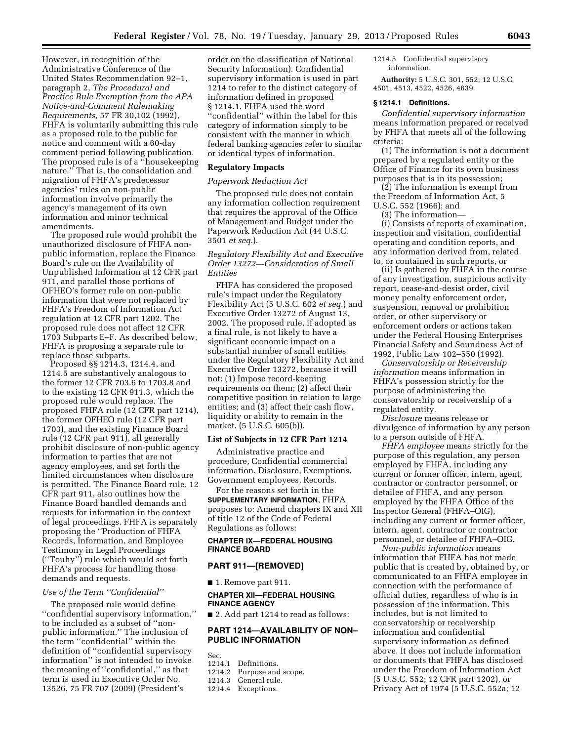However, in recognition of the Administrative Conference of the United States Recommendation 92–1, paragraph 2, *The Procedural and Practice Rule Exemption from the APA Notice-and-Comment Rulemaking Requirements,* 57 FR 30,102 (1992), FHFA is voluntarily submitting this rule as a proposed rule to the public for notice and comment with a 60-day comment period following publication. The proposed rule is of a ''housekeeping nature.'' That is, the consolidation and migration of FHFA's predecessor agencies' rules on non-public information involve primarily the agency's management of its own information and minor technical amendments.

The proposed rule would prohibit the unauthorized disclosure of FHFA non-public information, replace the Finance Board's rule on the Availability of Unpublished Information at 12 CFR part 911, and parallel those portions of OFHEO's former rule on non-public information that were not replaced by FHFA's Freedom of Information Act regulation at 12 CFR part 1202. The proposed rule does not affect 12 CFR 1703 Subparts E–F. As described below, FHFA is proposing a separate rule to replace those subparts.

Proposed §§ 1214.3, 1214.4, and 1214.5 are substantively analogous to the former 12 CFR 703.6 to 1703.8 and to the existing 12 CFR 911.3, which the proposed rule would replace. The proposed FHFA rule (12 CFR part 1214), the former OFHEO rule (12 CFR part 1703), and the existing Finance Board rule (12 CFR part 911), all generally prohibit disclosure of non-public agency information to parties that are not agency employees, and set forth the limited circumstances when disclosure is permitted. The Finance Board rule, 12 CFR part 911, also outlines how the Finance Board handled demands and requests for information in the context of legal proceedings. FHFA is separately proposing the ''Production of FHFA Records, Information, and Employee Testimony in Legal Proceedings (''Touhy'') rule which would set forth FHFA's process for handling those demands and requests.

*Use of the Term ''Confidential''*

The proposed rule would define ''confidential supervisory information,'' to be included as a subset of ''non-public information.'' The inclusion of the term ''confidential'' within the definition of ''confidential supervisory information'' is not intended to invoke the meaning of ''confidential,'' as that term is used in Executive Order No. 13526, 75 FR 707 (2009) (President's order on the classification of National Security Information). Confidential supervisory information is used in part 1214 to refer to the distinct category of information defined in proposed § 1214.1. FHFA used the word ''confidential'' within the label for this category of information simply to be consistent with the manner in which federal banking agencies refer to similar or identical types of information.

**Regulatory Impacts**

*Paperwork Reduction Act*

The proposed rule does not contain any information collection requirement that requires the approval of the Office of Management and Budget under the Paperwork Reduction Act (44 U.S.C. 3501 *et seq.*).

*Regulatory Flexibility Act and Executive Order 13272—Consideration of Small Entities*

FHFA has considered the proposed rule's impact under the Regulatory Flexibility Act (5 U.S.C. 602 *et seq.*) and Executive Order 13272 of August 13, 2002. The proposed rule, if adopted as a final rule, is not likely to have a significant economic impact on a substantial number of small entities under the Regulatory Flexibility Act and Executive Order 13272, because it will not: (1) Impose record-keeping requirements on them; (2) affect their competitive position in relation to large entities; and (3) affect their cash flow, liquidity or ability to remain in the market. (5 U.S.C. 605(b)).

**List of Subjects in 12 CFR Part 1214**

Administrative practice and procedure, Confidential commercial information, Disclosure, Exemptions, Government employees, Records.

For the reasons set forth in the SUPPLEMENTARY INFORMATION, FHFA proposes to: Amend chapters IX and XII of title 12 of the Code of Federal Regulations as follows:

**CHAPTER IX—FEDERAL HOUSING FINANCE BOARD**

## PART 911—[REMOVED]

■ 1. Remove part 911.

**CHAPTER XII—FEDERAL HOUSING FINANCE AGENCY**

■ 2. Add part 1214 to read as follows:

## PART 1214—AVAILABILITY OF NON–PUBLIC INFORMATION

Sec.
1214.1 Definitions.
1214.2 Purpose and scope.
1214.3 General rule.
1214.4 Exceptions.
1214.5 Confidential supervisory information.

**Authority:** 5 U.S.C. 301, 552; 12 U.S.C. 4501, 4513, 4522, 4526, 4639.

### § 1214.1 Definitions.

*Confidential supervisory information* means information prepared or received by FHFA that meets all of the following criteria:

(1) The information is not a document prepared by a regulated entity or the Office of Finance for its own business purposes that is in its possession;

(2) The information is exempt from the Freedom of Information Act, 5 U.S.C. 552 (1966); and

(3) The information—

(i) Consists of reports of examination, inspection and visitation, confidential operating and condition reports, and any information derived from, related to, or contained in such reports, or

(ii) Is gathered by FHFA in the course of any investigation, suspicious activity report, cease-and-desist order, civil money penalty enforcement order, suspension, removal or prohibition order, or other supervisory or enforcement orders or actions taken under the Federal Housing Enterprises Financial Safety and Soundness Act of 1992, Public Law 102–550 (1992).

*Conservatorship or Receivership information* means information in FHFA's possession strictly for the purpose of administering the conservatorship or receivership of a regulated entity.

*Disclosure* means release or divulgence of information by any person to a person outside of FHFA.

*FHFA employee* means strictly for the purpose of this regulation, any person employed by FHFA, including any current or former officer, intern, agent, contractor or contractor personnel, or detailee of FHFA, and any person employed by the FHFA Office of the Inspector General (FHFA–OIG), including any current or former officer, intern, agent, contractor or contractor personnel, or detailee of FHFA–OIG.

*Non-public information* means information that FHFA has not made public that is created by, obtained by, or communicated to an FHFA employee in connection with the performance of official duties, regardless of who is in possession of the information. This includes, but is not limited to conservatorship or receivership information and confidential supervisory information as defined above. It does not include information or documents that FHFA has disclosed under the Freedom of Information Act (5 U.S.C. 552; 12 CFR part 1202), or Privacy Act of 1974 (5 U.S.C. 552a; 12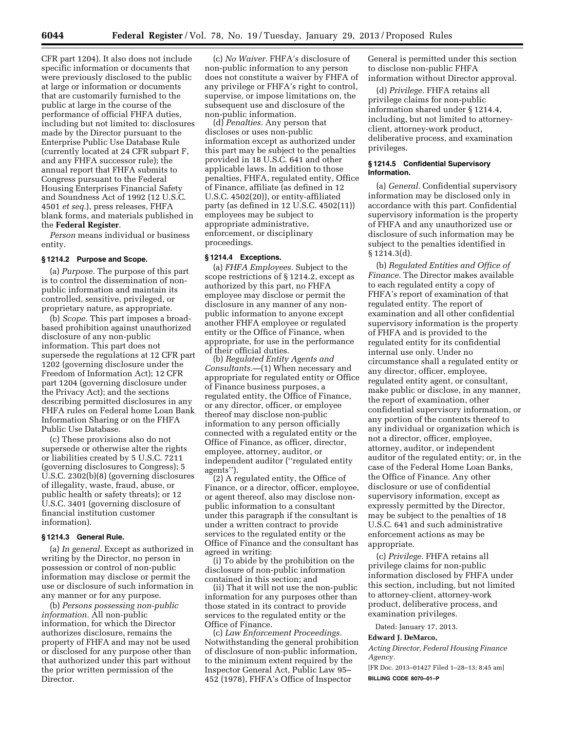CFR part 1204). It also does not include specific information or documents that were previously disclosed to the public at large or information or documents that are customarily furnished to the public at large in the course of the performance of official FHFA duties, including but not limited to: disclosures made by the Director pursuant to the Enterprise Public Use Database Rule (currently located at 24 CFR subpart F, and any FHFA successor rule); the annual report that FHFA submits to Congress pursuant to the Federal Housing Enterprises Financial Safety and Soundness Act of 1992 (12 U.S.C. 4501 *et seq.*), press releases, FHFA blank forms, and materials published in the **Federal Register**.

*Person* means individual or business entity.

### § 1214.2 Purpose and Scope.

(a) *Purpose.* The purpose of this part is to control the dissemination of non-public information and maintain its controlled, sensitive, privileged, or proprietary nature, as appropriate.

(b) *Scope.* This part imposes a broad-based prohibition against unauthorized disclosure of any non-public information. This part does not supersede the regulations at 12 CFR part 1202 (governing disclosure under the Freedom of Information Act); 12 CFR part 1204 (governing disclosure under the Privacy Act); and the sections describing permitted disclosures in any FHFA rules on Federal home Loan Bank Information Sharing or on the FHFA Public Use Database.

(c) These provisions also do not supersede or otherwise alter the rights or liabilities created by 5 U.S.C. 7211 (governing disclosures to Congress); 5 U.S.C. 2302(b)(8) (governing disclosures of illegality, waste, fraud, abuse, or public health or safety threats); or 12 U.S.C. 3401 (governing disclosure of financial institution customer information).

### § 1214.3 General Rule.

(a) *In general.* Except as authorized in writing by the Director, no person in possession or control of non-public information may disclose or permit the use or disclosure of such information in any manner or for any purpose.

(b) *Persons possessing non-public information.* All non-public information, for which the Director authorizes disclosure, remains the property of FHFA and may not be used or disclosed for any purpose other than that authorized under this part without the prior written permission of the Director.

(c) *No Waiver.* FHFA's disclosure of non-public information to any person does not constitute a waiver by FHFA of any privilege or FHFA's right to control, supervise, or impose limitations on, the subsequent use and disclosure of the non-public information.

(d) *Penalties.* Any person that discloses or uses non-public information except as authorized under this part may be subject to the penalties provided in 18 U.S.C. 641 and other applicable laws. In addition to those penalties, FHFA, regulated entity, Office of Finance, affiliate (as defined in 12 U.S.C. 4502(20)), or entity-affiliated party (as defined in 12 U.S.C. 4502(11)) employees may be subject to appropriate administrative, enforcement, or disciplinary proceedings.

### § 1214.4 Exceptions.

(a) *FHFA Employees.* Subject to the scope restrictions of § 1214.2, except as authorized by this part, no FHFA employee may disclose or permit the disclosure in any manner of any non-public information to anyone except another FHFA employee or regulated entity or the Office of Finance, when appropriate, for use in the performance of their official duties.

(b) *Regulated Entity Agents and Consultants.*—(1) When necessary and appropriate for regulated entity or Office of Finance business purposes, a regulated entity, the Office of Finance, or any director, officer, or employee thereof may disclose non-public information to any person officially connected with a regulated entity or the Office of Finance, as officer, director, employee, attorney, auditor, or independent auditor (''regulated entity agents'').

(2) A regulated entity, the Office of Finance, or a director, officer, employee, or agent thereof, also may disclose non-public information to a consultant under this paragraph if the consultant is under a written contract to provide services to the regulated entity or the Office of Finance and the consultant has agreed in writing:

(i) To abide by the prohibition on the disclosure of non-public information contained in this section; and

(ii) That it will not use the non-public information for any purposes other than those stated in its contract to provide services to the regulated entity or the Office of Finance.

(c) *Law Enforcement Proceedings.* Notwithstanding the general prohibition of disclosure of non-public information, to the minimum extent required by the Inspector General Act, Public Law 95–452 (1978), FHFA's Office of Inspector General is permitted under this section to disclose non-public FHFA information without Director approval.

(d) *Privilege.* FHFA retains all privilege claims for non-public information shared under § 1214.4, including, but not limited to attorney-client, attorney-work product, deliberative process, and examination privileges.

### § 1214.5 Confidential Supervisory Information.

(a) *General.* Confidential supervisory information may be disclosed only in accordance with this part. Confidential supervisory information is the property of FHFA and any unauthorized use or disclosure of such information may be subject to the penalties identified in § 1214.3(d).

(b) *Regulated Entities and Office of Finance.* The Director makes available to each regulated entity a copy of FHFA's report of examination of that regulated entity. The report of examination and all other confidential supervisory information is the property of FHFA and is provided to the regulated entity for its confidential internal use only. Under no circumstance shall a regulated entity or any director, officer, employee, regulated entity agent, or consultant, make public or disclose, in any manner, the report of examination, other confidential supervisory information, or any portion of the contents thereof to any individual or organization which is not a director, officer, employee, attorney, auditor, or independent auditor of the regulated entity; or, in the case of the Federal Home Loan Banks, the Office of Finance. Any other disclosure or use of confidential supervisory information, except as expressly permitted by the Director, may be subject to the penalties of 18 U.S.C. 641 and such administrative enforcement actions as may be appropriate.

(c) *Privilege.* FHFA retains all privilege claims for non-public information disclosed by FHFA under this section, including, but not limited to attorney-client, attorney-work product, deliberative process, and examination privileges.

Dated: January 17, 2013.

**Edward J. DeMarco,**

*Acting Director, Federal Housing Finance Agency.*

[FR Doc. 2013–01427 Filed 1–28–13; 8:45 am]

**BILLING CODE 8070–01–P**